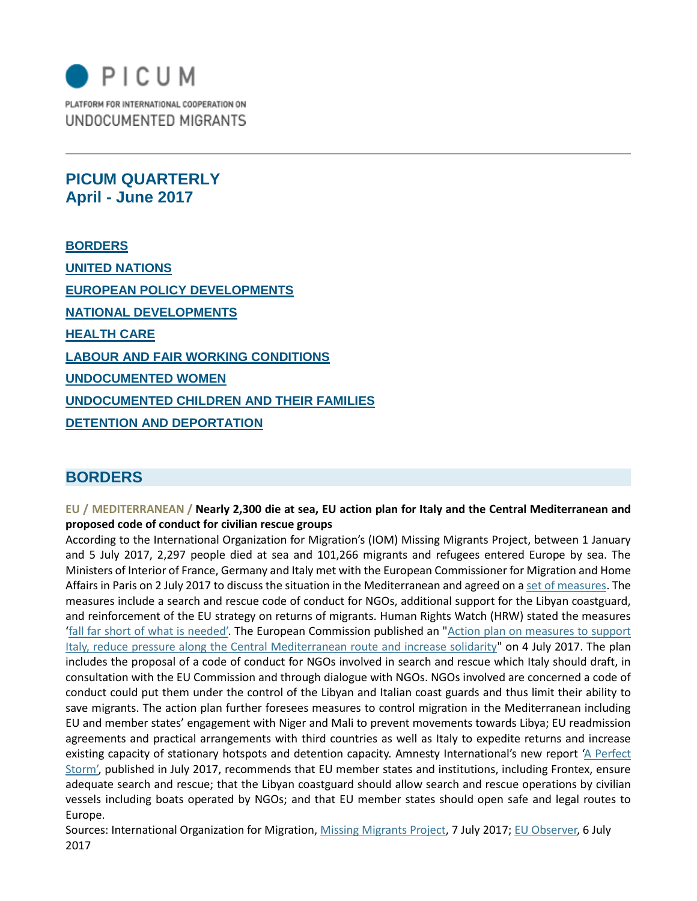# PICUM

PLATFORM FOR INTERNATIONAL COOPERATION ON
UNDOCUMENTED MIGRANTS

## PICUM QUARTERLY
## April - June 2017

**BORDERS**

**UNITED NATIONS**

**EUROPEAN POLICY DEVELOPMENTS**

**NATIONAL DEVELOPMENTS**

**HEALTH CARE**

**LABOUR AND FAIR WORKING CONDITIONS**

**UNDOCUMENTED WOMEN**

**UNDOCUMENTED CHILDREN AND THEIR FAMILIES**

**DETENTION AND DEPORTATION**

## BORDERS

**EU / MEDITERRANEAN / Nearly 2,300 die at sea, EU action plan for Italy and the Central Mediterranean and proposed code of conduct for civilian rescue groups**

According to the International Organization for Migration's (IOM) Missing Migrants Project, between 1 January and 5 July 2017, 2,297 people died at sea and 101,266 migrants and refugees entered Europe by sea. The Ministers of Interior of France, Germany and Italy met with the European Commissioner for Migration and Home Affairs in Paris on 2 July 2017 to discuss the situation in the Mediterranean and agreed on a set of measures. The measures include a search and rescue code of conduct for NGOs, additional support for the Libyan coastguard, and reinforcement of the EU strategy on returns of migrants. Human Rights Watch (HRW) stated the measures 'fall far short of what is needed'. The European Commission published an "Action plan on measures to support Italy, reduce pressure along the Central Mediterranean route and increase solidarity" on 4 July 2017. The plan includes the proposal of a code of conduct for NGOs involved in search and rescue which Italy should draft, in consultation with the EU Commission and through dialogue with NGOs. NGOs involved are concerned a code of conduct could put them under the control of the Libyan and Italian coast guards and thus limit their ability to save migrants. The action plan further foresees measures to control migration in the Mediterranean including EU and member states' engagement with Niger and Mali to prevent movements towards Libya; EU readmission agreements and practical arrangements with third countries as well as Italy to expedite returns and increase existing capacity of stationary hotspots and detention capacity. Amnesty International's new report 'A Perfect Storm', published in July 2017, recommends that EU member states and institutions, including Frontex, ensure adequate search and rescue; that the Libyan coastguard should allow search and rescue operations by civilian vessels including boats operated by NGOs; and that EU member states should open safe and legal routes to Europe.

Sources: International Organization for Migration, Missing Migrants Project, 7 July 2017; EU Observer, 6 July 2017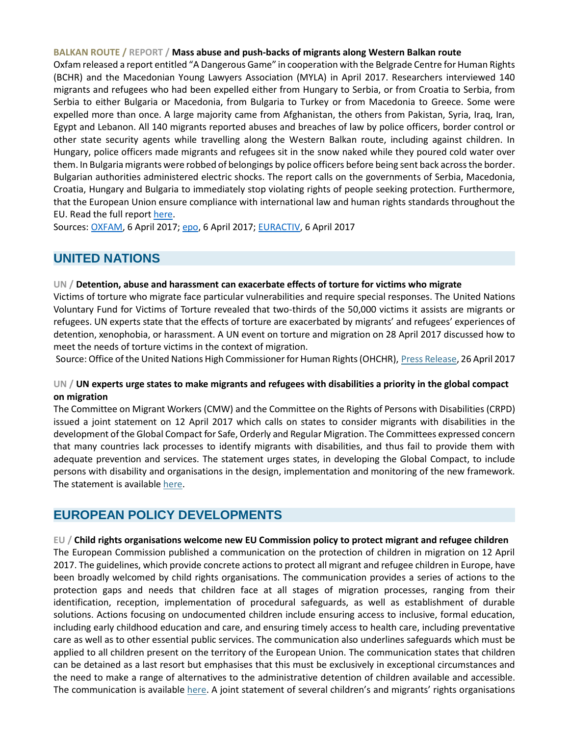**BALKAN ROUTE / REPORT / Mass abuse and push-backs of migrants along Western Balkan route**

Oxfam released a report entitled "A Dangerous Game" in cooperation with the Belgrade Centre for Human Rights (BCHR) and the Macedonian Young Lawyers Association (MYLA) in April 2017. Researchers interviewed 140 migrants and refugees who had been expelled either from Hungary to Serbia, or from Croatia to Serbia, from Serbia to either Bulgaria or Macedonia, from Bulgaria to Turkey or from Macedonia to Greece. Some were expelled more than once. A large majority came from Afghanistan, the others from Pakistan, Syria, Iraq, Iran, Egypt and Lebanon. All 140 migrants reported abuses and breaches of law by police officers, border control or other state security agents while travelling along the Western Balkan route, including against children. In Hungary, police officers made migrants and refugees sit in the snow naked while they poured cold water over them. In Bulgaria migrants were robbed of belongings by police officers before being sent back across the border. Bulgarian authorities administered electric shocks. The report calls on the governments of Serbia, Macedonia, Croatia, Hungary and Bulgaria to immediately stop violating rights of people seeking protection. Furthermore, that the European Union ensure compliance with international law and human rights standards throughout the EU. Read the full report here.

Sources: OXFAM, 6 April 2017; epo, 6 April 2017; EURACTIV, 6 April 2017

## UNITED NATIONS

**UN / Detention, abuse and harassment can exacerbate effects of torture for victims who migrate**

Victims of torture who migrate face particular vulnerabilities and require special responses. The United Nations Voluntary Fund for Victims of Torture revealed that two-thirds of the 50,000 victims it assists are migrants or refugees. UN experts state that the effects of torture are exacerbated by migrants' and refugees' experiences of detention, xenophobia, or harassment. A UN event on torture and migration on 28 April 2017 discussed how to meet the needs of torture victims in the context of migration.

Source: Office of the United Nations High Commissioner for Human Rights (OHCHR), Press Release, 26 April 2017

**UN / UN experts urge states to make migrants and refugees with disabilities a priority in the global compact on migration**

The Committee on Migrant Workers (CMW) and the Committee on the Rights of Persons with Disabilities (CRPD) issued a joint statement on 12 April 2017 which calls on states to consider migrants with disabilities in the development of the Global Compact for Safe, Orderly and Regular Migration. The Committees expressed concern that many countries lack processes to identify migrants with disabilities, and thus fail to provide them with adequate prevention and services. The statement urges states, in developing the Global Compact, to include persons with disability and organisations in the design, implementation and monitoring of the new framework. The statement is available here.

## EUROPEAN POLICY DEVELOPMENTS

**EU / Child rights organisations welcome new EU Commission policy to protect migrant and refugee children**

The European Commission published a communication on the protection of children in migration on 12 April 2017. The guidelines, which provide concrete actions to protect all migrant and refugee children in Europe, have been broadly welcomed by child rights organisations. The communication provides a series of actions to the protection gaps and needs that children face at all stages of migration processes, ranging from their identification, reception, implementation of procedural safeguards, as well as establishment of durable solutions. Actions focusing on undocumented children include ensuring access to inclusive, formal education, including early childhood education and care, and ensuring timely access to health care, including preventative care as well as to other essential public services. The communication also underlines safeguards which must be applied to all children present on the territory of the European Union. The communication states that children can be detained as a last resort but emphasises that this must be exclusively in exceptional circumstances and the need to make a range of alternatives to the administrative detention of children available and accessible. The communication is available here. A joint statement of several children's and migrants' rights organisations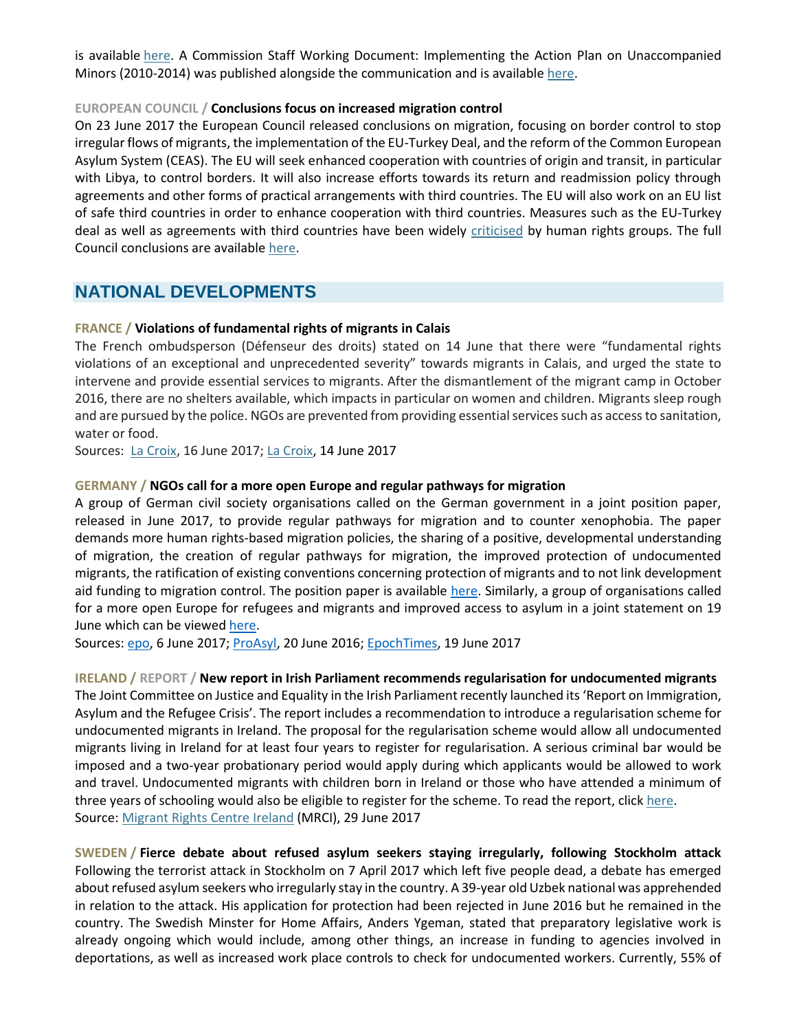is available here. A Commission Staff Working Document: Implementing the Action Plan on Unaccompanied Minors (2010-2014) was published alongside the communication and is available here.

**EUROPEAN COUNCIL / Conclusions focus on increased migration control**

On 23 June 2017 the European Council released conclusions on migration, focusing on border control to stop irregular flows of migrants, the implementation of the EU-Turkey Deal, and the reform of the Common European Asylum System (CEAS). The EU will seek enhanced cooperation with countries of origin and transit, in particular with Libya, to control borders. It will also increase efforts towards its return and readmission policy through agreements and other forms of practical arrangements with third countries. The EU will also work on an EU list of safe third countries in order to enhance cooperation with third countries. Measures such as the EU-Turkey deal as well as agreements with third countries have been widely criticised by human rights groups. The full Council conclusions are available here.

## NATIONAL DEVELOPMENTS

**FRANCE / Violations of fundamental rights of migrants in Calais**

The French ombudsperson (Défenseur des droits) stated on 14 June that there were "fundamental rights violations of an exceptional and unprecedented severity" towards migrants in Calais, and urged the state to intervene and provide essential services to migrants. After the dismantlement of the migrant camp in October 2016, there are no shelters available, which impacts in particular on women and children. Migrants sleep rough and are pursued by the police. NGOs are prevented from providing essential services such as access to sanitation, water or food.

Sources: La Croix, 16 June 2017; La Croix, 14 June 2017

**GERMANY / NGOs call for a more open Europe and regular pathways for migration**

A group of German civil society organisations called on the German government in a joint position paper, released in June 2017, to provide regular pathways for migration and to counter xenophobia. The paper demands more human rights-based migration policies, the sharing of a positive, developmental understanding of migration, the creation of regular pathways for migration, the improved protection of undocumented migrants, the ratification of existing conventions concerning protection of migrants and to not link development aid funding to migration control. The position paper is available here. Similarly, a group of organisations called for a more open Europe for refugees and migrants and improved access to asylum in a joint statement on 19 June which can be viewed here.

Sources: epo, 6 June 2017; ProAsyl, 20 June 2016; EpochTimes, 19 June 2017

**IRELAND / REPORT / New report in Irish Parliament recommends regularisation for undocumented migrants**

The Joint Committee on Justice and Equality in the Irish Parliament recently launched its 'Report on Immigration, Asylum and the Refugee Crisis'. The report includes a recommendation to introduce a regularisation scheme for undocumented migrants in Ireland. The proposal for the regularisation scheme would allow all undocumented migrants living in Ireland for at least four years to register for regularisation. A serious criminal bar would be imposed and a two-year probationary period would apply during which applicants would be allowed to work and travel. Undocumented migrants with children born in Ireland or those who have attended a minimum of three years of schooling would also be eligible to register for the scheme. To read the report, click here.

Source: Migrant Rights Centre Ireland (MRCI), 29 June 2017

**SWEDEN / Fierce debate about refused asylum seekers staying irregularly, following Stockholm attack**

Following the terrorist attack in Stockholm on 7 April 2017 which left five people dead, a debate has emerged about refused asylum seekers who irregularly stay in the country. A 39-year old Uzbek national was apprehended in relation to the attack. His application for protection had been rejected in June 2016 but he remained in the country. The Swedish Minster for Home Affairs, Anders Ygeman, stated that preparatory legislative work is already ongoing which would include, among other things, an increase in funding to agencies involved in deportations, as well as increased work place controls to check for undocumented workers. Currently, 55% of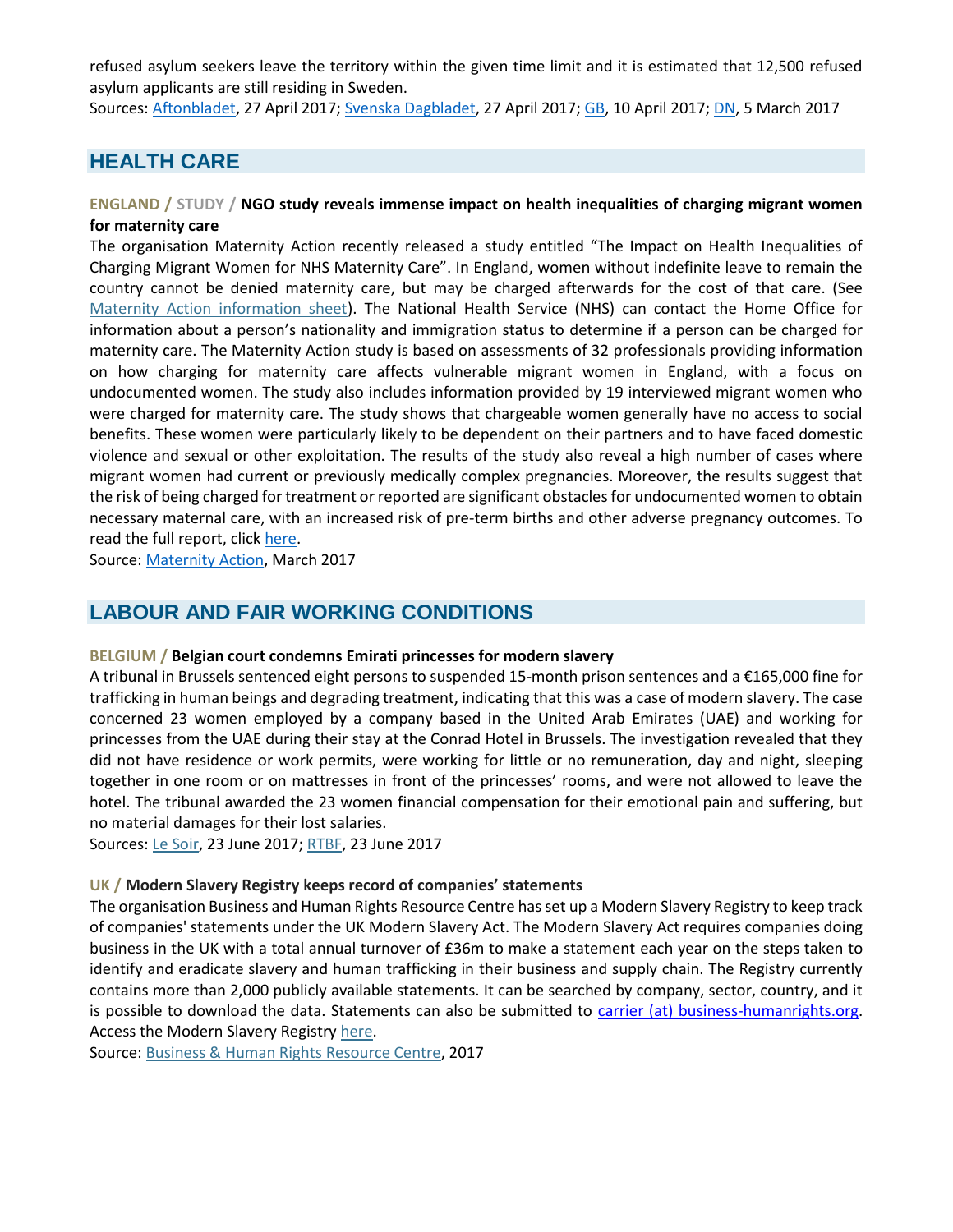refused asylum seekers leave the territory within the given time limit and it is estimated that 12,500 refused asylum applicants are still residing in Sweden.

Sources: Aftonbladet, 27 April 2017; Svenska Dagbladet, 27 April 2017; GB, 10 April 2017; DN, 5 March 2017

## HEALTH CARE

### ENGLAND / STUDY / NGO study reveals immense impact on health inequalities of charging migrant women for maternity care

The organisation Maternity Action recently released a study entitled "The Impact on Health Inequalities of Charging Migrant Women for NHS Maternity Care". In England, women without indefinite leave to remain the country cannot be denied maternity care, but may be charged afterwards for the cost of that care. (See Maternity Action information sheet). The National Health Service (NHS) can contact the Home Office for information about a person's nationality and immigration status to determine if a person can be charged for maternity care. The Maternity Action study is based on assessments of 32 professionals providing information on how charging for maternity care affects vulnerable migrant women in England, with a focus on undocumented women. The study also includes information provided by 19 interviewed migrant women who were charged for maternity care. The study shows that chargeable women generally have no access to social benefits. These women were particularly likely to be dependent on their partners and to have faced domestic violence and sexual or other exploitation. The results of the study also reveal a high number of cases where migrant women had current or previously medically complex pregnancies. Moreover, the results suggest that the risk of being charged for treatment or reported are significant obstacles for undocumented women to obtain necessary maternal care, with an increased risk of pre-term births and other adverse pregnancy outcomes. To read the full report, click here.

Source: Maternity Action, March 2017

## LABOUR AND FAIR WORKING CONDITIONS

### BELGIUM / Belgian court condemns Emirati princesses for modern slavery

A tribunal in Brussels sentenced eight persons to suspended 15-month prison sentences and a €165,000 fine for trafficking in human beings and degrading treatment, indicating that this was a case of modern slavery. The case concerned 23 women employed by a company based in the United Arab Emirates (UAE) and working for princesses from the UAE during their stay at the Conrad Hotel in Brussels. The investigation revealed that they did not have residence or work permits, were working for little or no remuneration, day and night, sleeping together in one room or on mattresses in front of the princesses' rooms, and were not allowed to leave the hotel. The tribunal awarded the 23 women financial compensation for their emotional pain and suffering, but no material damages for their lost salaries.

Sources: Le Soir, 23 June 2017; RTBF, 23 June 2017

### UK / Modern Slavery Registry keeps record of companies' statements

The organisation Business and Human Rights Resource Centre has set up a Modern Slavery Registry to keep track of companies' statements under the UK Modern Slavery Act. The Modern Slavery Act requires companies doing business in the UK with a total annual turnover of £36m to make a statement each year on the steps taken to identify and eradicate slavery and human trafficking in their business and supply chain. The Registry currently contains more than 2,000 publicly available statements. It can be searched by company, sector, country, and it is possible to download the data. Statements can also be submitted to carrier (at) business-humanrights.org. Access the Modern Slavery Registry here.

Source: Business & Human Rights Resource Centre, 2017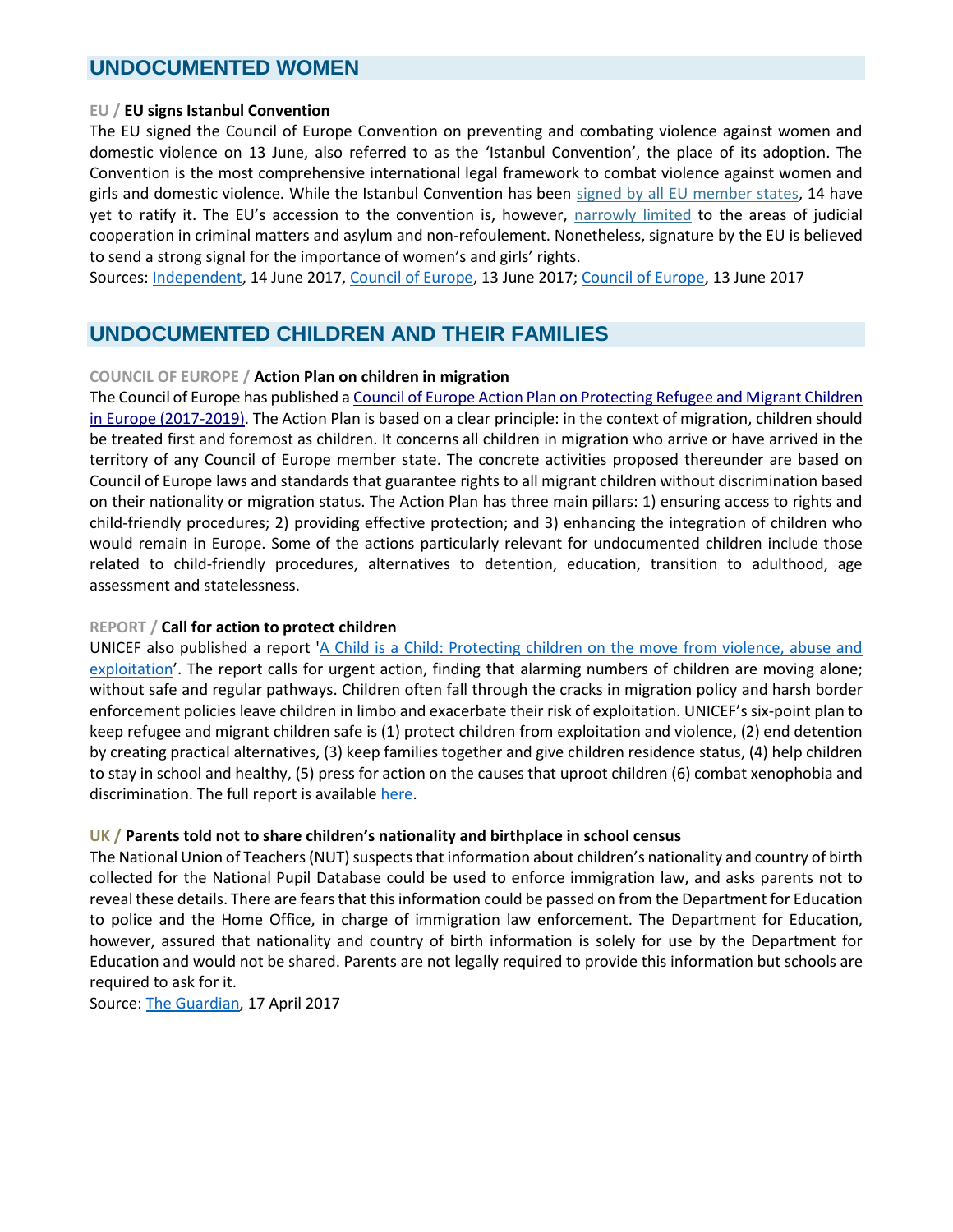## UNDOCUMENTED WOMEN

**EU / EU signs Istanbul Convention**

The EU signed the Council of Europe Convention on preventing and combating violence against women and domestic violence on 13 June, also referred to as the 'Istanbul Convention', the place of its adoption. The Convention is the most comprehensive international legal framework to combat violence against women and girls and domestic violence. While the Istanbul Convention has been signed by all EU member states, 14 have yet to ratify it. The EU's accession to the convention is, however, narrowly limited to the areas of judicial cooperation in criminal matters and asylum and non-refoulement. Nonetheless, signature by the EU is believed to send a strong signal for the importance of women's and girls' rights.

Sources: Independent, 14 June 2017, Council of Europe, 13 June 2017; Council of Europe, 13 June 2017

## UNDOCUMENTED CHILDREN AND THEIR FAMILIES

**COUNCIL OF EUROPE / Action Plan on children in migration**

The Council of Europe has published a Council of Europe Action Plan on Protecting Refugee and Migrant Children in Europe (2017-2019). The Action Plan is based on a clear principle: in the context of migration, children should be treated first and foremost as children. It concerns all children in migration who arrive or have arrived in the territory of any Council of Europe member state. The concrete activities proposed thereunder are based on Council of Europe laws and standards that guarantee rights to all migrant children without discrimination based on their nationality or migration status. The Action Plan has three main pillars: 1) ensuring access to rights and child-friendly procedures; 2) providing effective protection; and 3) enhancing the integration of children who would remain in Europe. Some of the actions particularly relevant for undocumented children include those related to child-friendly procedures, alternatives to detention, education, transition to adulthood, age assessment and statelessness.

**REPORT / Call for action to protect children**

UNICEF also published a report 'A Child is a Child: Protecting children on the move from violence, abuse and exploitation'. The report calls for urgent action, finding that alarming numbers of children are moving alone; without safe and regular pathways. Children often fall through the cracks in migration policy and harsh border enforcement policies leave children in limbo and exacerbate their risk of exploitation. UNICEF's six-point plan to keep refugee and migrant children safe is (1) protect children from exploitation and violence, (2) end detention by creating practical alternatives, (3) keep families together and give children residence status, (4) help children to stay in school and healthy, (5) press for action on the causes that uproot children (6) combat xenophobia and discrimination. The full report is available here.

**UK / Parents told not to share children's nationality and birthplace in school census**

The National Union of Teachers (NUT) suspects that information about children's nationality and country of birth collected for the National Pupil Database could be used to enforce immigration law, and asks parents not to reveal these details. There are fears that this information could be passed on from the Department for Education to police and the Home Office, in charge of immigration law enforcement. The Department for Education, however, assured that nationality and country of birth information is solely for use by the Department for Education and would not be shared. Parents are not legally required to provide this information but schools are required to ask for it.

Source: The Guardian, 17 April 2017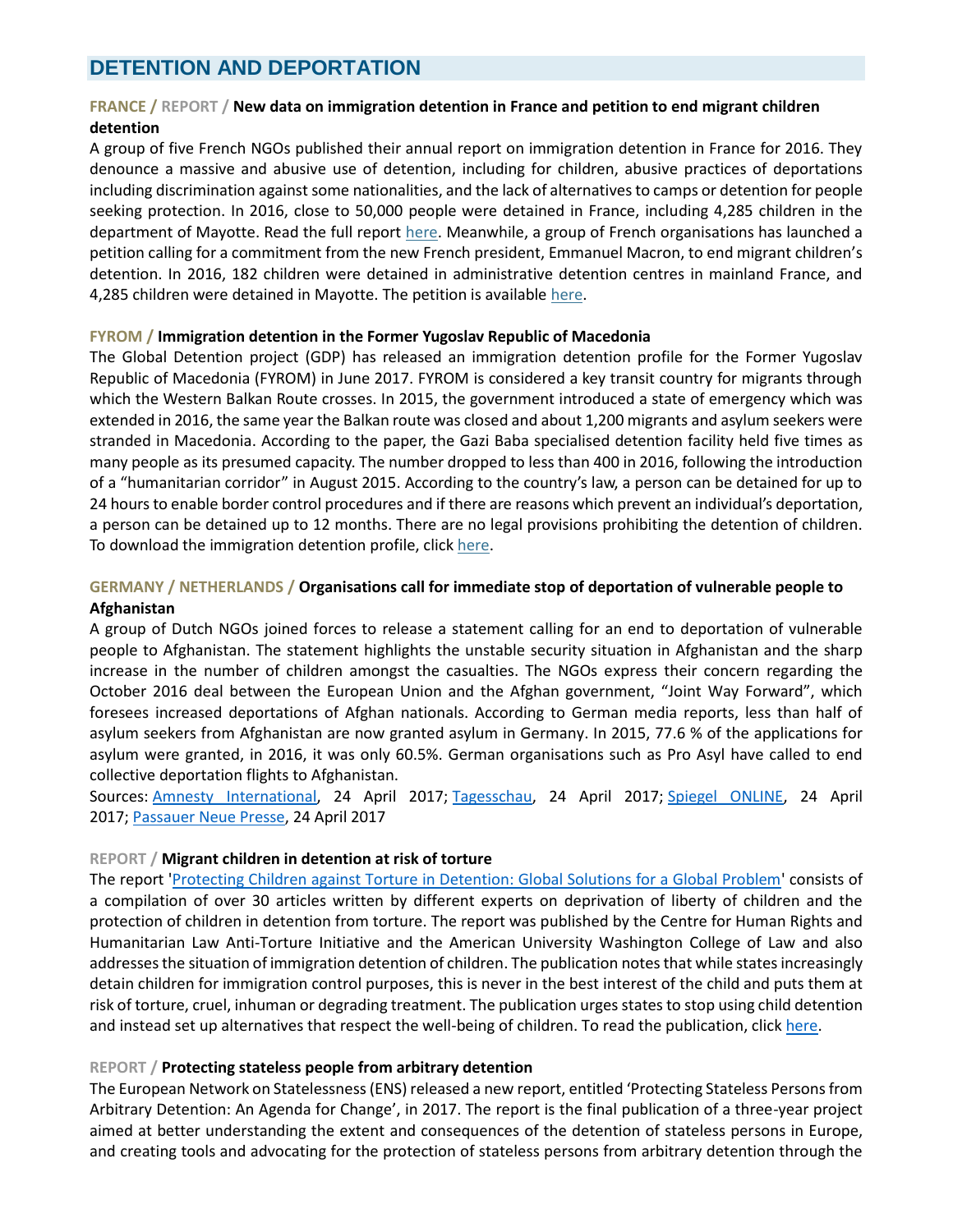## DETENTION AND DEPORTATION

**FRANCE / REPORT / New data on immigration detention in France and petition to end migrant children detention**

A group of five French NGOs published their annual report on immigration detention in France for 2016. They denounce a massive and abusive use of detention, including for children, abusive practices of deportations including discrimination against some nationalities, and the lack of alternatives to camps or detention for people seeking protection. In 2016, close to 50,000 people were detained in France, including 4,285 children in the department of Mayotte. Read the full report here. Meanwhile, a group of French organisations has launched a petition calling for a commitment from the new French president, Emmanuel Macron, to end migrant children's detention. In 2016, 182 children were detained in administrative detention centres in mainland France, and 4,285 children were detained in Mayotte. The petition is available here.

**FYROM / Immigration detention in the Former Yugoslav Republic of Macedonia**

The Global Detention project (GDP) has released an immigration detention profile for the Former Yugoslav Republic of Macedonia (FYROM) in June 2017. FYROM is considered a key transit country for migrants through which the Western Balkan Route crosses. In 2015, the government introduced a state of emergency which was extended in 2016, the same year the Balkan route was closed and about 1,200 migrants and asylum seekers were stranded in Macedonia. According to the paper, the Gazi Baba specialised detention facility held five times as many people as its presumed capacity. The number dropped to less than 400 in 2016, following the introduction of a "humanitarian corridor" in August 2015. According to the country's law, a person can be detained for up to 24 hours to enable border control procedures and if there are reasons which prevent an individual's deportation, a person can be detained up to 12 months. There are no legal provisions prohibiting the detention of children. To download the immigration detention profile, click here.

**GERMANY / NETHERLANDS / Organisations call for immediate stop of deportation of vulnerable people to Afghanistan**

A group of Dutch NGOs joined forces to release a statement calling for an end to deportation of vulnerable people to Afghanistan. The statement highlights the unstable security situation in Afghanistan and the sharp increase in the number of children amongst the casualties. The NGOs express their concern regarding the October 2016 deal between the European Union and the Afghan government, "Joint Way Forward", which foresees increased deportations of Afghan nationals. According to German media reports, less than half of asylum seekers from Afghanistan are now granted asylum in Germany. In 2015, 77.6 % of the applications for asylum were granted, in 2016, it was only 60.5%. German organisations such as Pro Asyl have called to end collective deportation flights to Afghanistan.

Sources: Amnesty International, 24 April 2017; Tagesschau, 24 April 2017; Spiegel ONLINE, 24 April 2017; Passauer Neue Presse, 24 April 2017

**REPORT / Migrant children in detention at risk of torture**

The report 'Protecting Children against Torture in Detention: Global Solutions for a Global Problem' consists of a compilation of over 30 articles written by different experts on deprivation of liberty of children and the protection of children in detention from torture. The report was published by the Centre for Human Rights and Humanitarian Law Anti-Torture Initiative and the American University Washington College of Law and also addresses the situation of immigration detention of children. The publication notes that while states increasingly detain children for immigration control purposes, this is never in the best interest of the child and puts them at risk of torture, cruel, inhuman or degrading treatment. The publication urges states to stop using child detention and instead set up alternatives that respect the well-being of children. To read the publication, click here.

**REPORT / Protecting stateless people from arbitrary detention**

The European Network on Statelessness (ENS) released a new report, entitled 'Protecting Stateless Persons from Arbitrary Detention: An Agenda for Change', in 2017. The report is the final publication of a three-year project aimed at better understanding the extent and consequences of the detention of stateless persons in Europe, and creating tools and advocating for the protection of stateless persons from arbitrary detention through the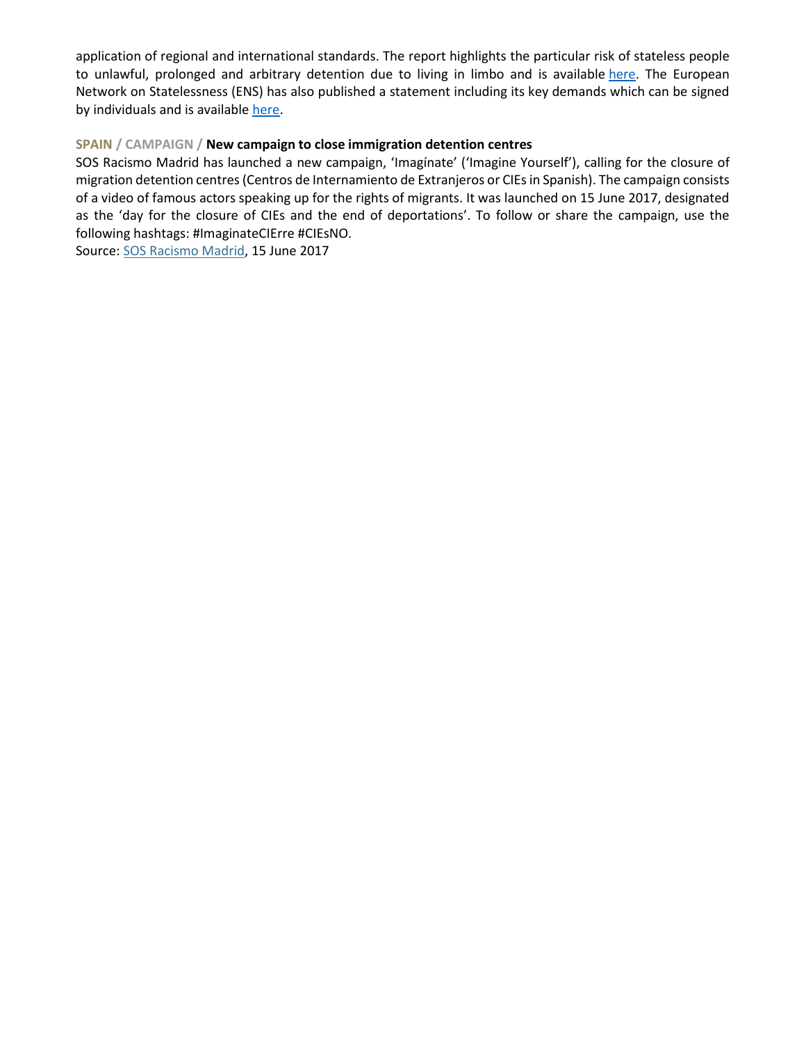application of regional and international standards. The report highlights the particular risk of stateless people to unlawful, prolonged and arbitrary detention due to living in limbo and is available here. The European Network on Statelessness (ENS) has also published a statement including its key demands which can be signed by individuals and is available here.

### SPAIN / CAMPAIGN / New campaign to close immigration detention centres

SOS Racismo Madrid has launched a new campaign, 'Imagínate' ('Imagine Yourself'), calling for the closure of migration detention centres (Centros de Internamiento de Extranjeros or CIEs in Spanish). The campaign consists of a video of famous actors speaking up for the rights of migrants. It was launched on 15 June 2017, designated as the 'day for the closure of CIEs and the end of deportations'. To follow or share the campaign, use the following hashtags: #ImaginateCIErre #CIEsNO.

Source: SOS Racismo Madrid, 15 June 2017